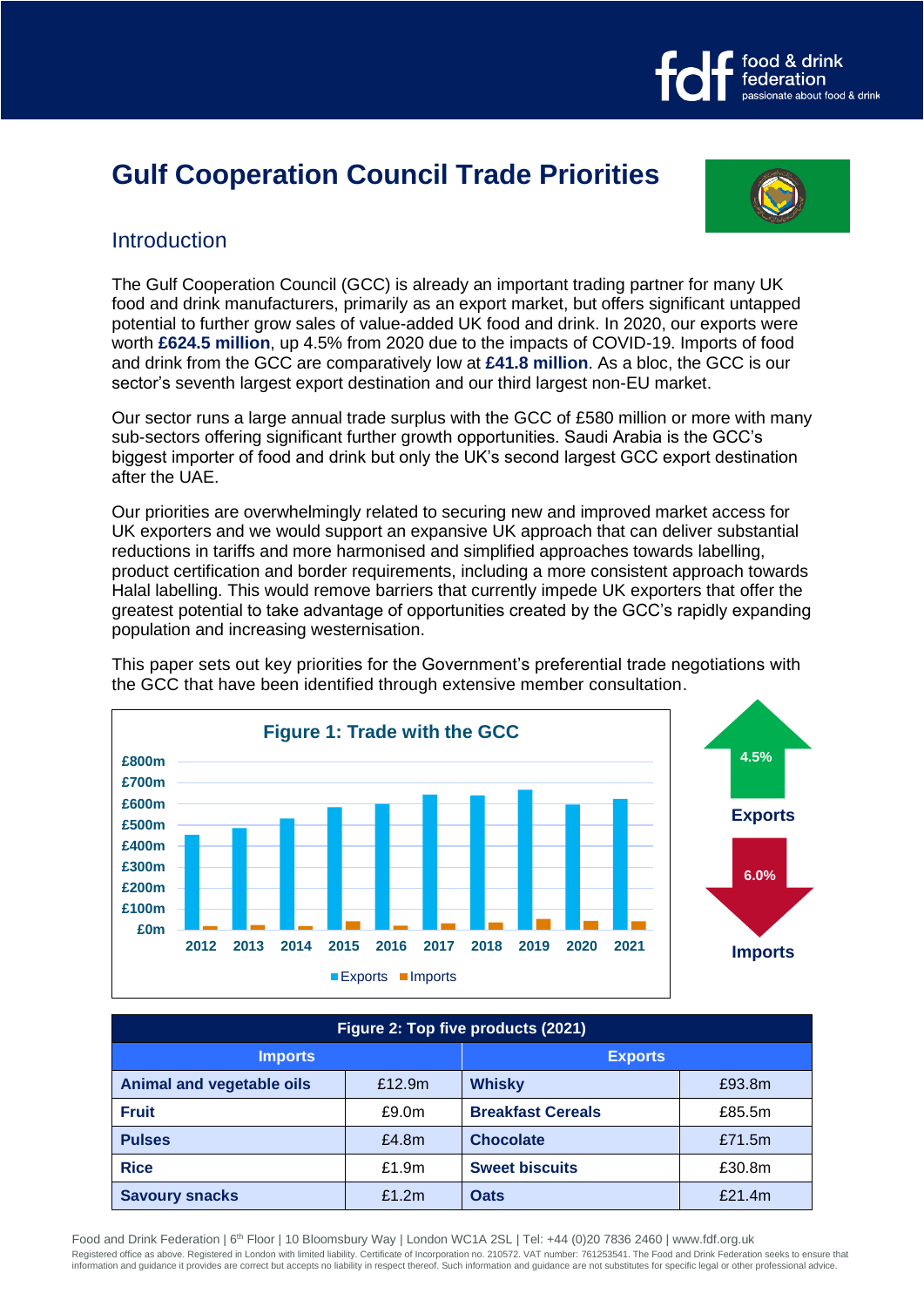# Gulf Cooperation Council Trade Priorities

## Introduction

The Gulf Cooperation Council (GCC) is already an important trading partner for many UK food and drink manufacturers, primarily as an export market, but offers significant untapped potential to further grow sales of value-added UK food and drink. In 2020, our exports were worth **£624.5 million**, up 4.5% from 2020 due to the impacts of COVID-19. Imports of food and drink from the GCC are comparatively low at **£41.8 million**. As a bloc, the GCC is our sector's seventh largest export destination and our third largest non-EU market.

Our sector runs a large annual trade surplus with the GCC of £580 million or more with many sub-sectors offering significant further growth opportunities. Saudi Arabia is the GCC's biggest importer of food and drink but only the UK's second largest GCC export destination after the UAE.

Our priorities are overwhelmingly related to securing new and improved market access for UK exporters and we would support an expansive UK approach that can deliver substantial reductions in tariffs and more harmonised and simplified approaches towards labelling, product certification and border requirements, including a more consistent approach towards Halal labelling. This would remove barriers that currently impede UK exporters that offer the greatest potential to take advantage of opportunities created by the GCC's rapidly expanding population and increasing westernisation.

This paper sets out key priorities for the Government's preferential trade negotiations with the GCC that have been identified through extensive member consultation.

**Figure 1: Trade with the GCC**

Exports: 4.5% (up)

Imports: 6.0% (down)

| Figure 2: Top five products (2021) | | | |
|---|---|---|---|
| **Imports** | | **Exports** | |
| **Animal and vegetable oils** | £12.9m | **Whisky** | £93.8m |
| **Fruit** | £9.0m | **Breakfast Cereals** | £85.5m |
| **Pulses** | £4.8m | **Chocolate** | £71.5m |
| **Rice** | £1.9m | **Sweet biscuits** | £30.8m |
| **Savoury snacks** | £1.2m | **Oats** | £21.4m |

Food and Drink Federation | 6th Floor | 10 Bloomsbury Way | London WC1A 2SL | Tel: +44 (0)20 7836 2460 | www.fdf.org.uk
Registered office as above. Registered in London with limited liability. Certificate of Incorporation no. 210572. VAT number: 761253541. The Food and Drink Federation seeks to ensure that information and guidance it provides are correct but accepts no liability in respect thereof. Such information and guidance are not substitutes for specific legal or other professional advice.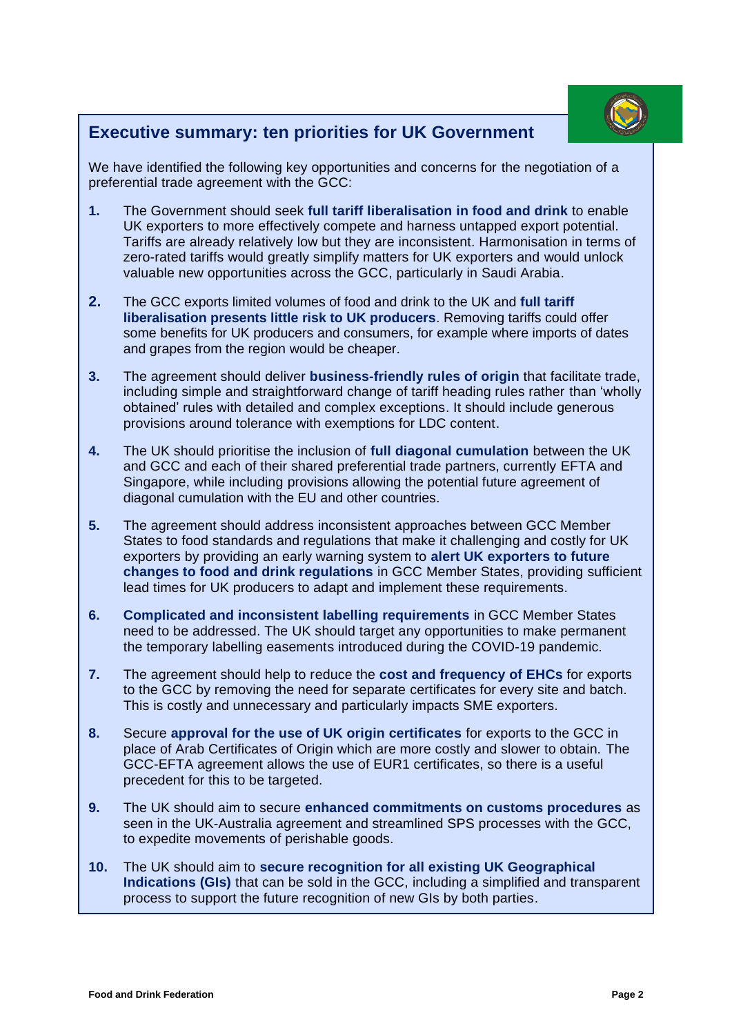## Executive summary: ten priorities for UK Government

We have identified the following key opportunities and concerns for the negotiation of a preferential trade agreement with the GCC:

1. The Government should seek **full tariff liberalisation in food and drink** to enable UK exporters to more effectively compete and harness untapped export potential. Tariffs are already relatively low but they are inconsistent. Harmonisation in terms of zero-rated tariffs would greatly simplify matters for UK exporters and would unlock valuable new opportunities across the GCC, particularly in Saudi Arabia.

2. The GCC exports limited volumes of food and drink to the UK and **full tariff liberalisation presents little risk to UK producers**. Removing tariffs could offer some benefits for UK producers and consumers, for example where imports of dates and grapes from the region would be cheaper.

3. The agreement should deliver **business-friendly rules of origin** that facilitate trade, including simple and straightforward change of tariff heading rules rather than 'wholly obtained' rules with detailed and complex exceptions. It should include generous provisions around tolerance with exemptions for LDC content.

4. The UK should prioritise the inclusion of **full diagonal cumulation** between the UK and GCC and each of their shared preferential trade partners, currently EFTA and Singapore, while including provisions allowing the potential future agreement of diagonal cumulation with the EU and other countries.

5. The agreement should address inconsistent approaches between GCC Member States to food standards and regulations that make it challenging and costly for UK exporters by providing an early warning system to **alert UK exporters to future changes to food and drink regulations** in GCC Member States, providing sufficient lead times for UK producers to adapt and implement these requirements.

6. **Complicated and inconsistent labelling requirements** in GCC Member States need to be addressed. The UK should target any opportunities to make permanent the temporary labelling easements introduced during the COVID-19 pandemic.

7. The agreement should help to reduce the **cost and frequency of EHCs** for exports to the GCC by removing the need for separate certificates for every site and batch. This is costly and unnecessary and particularly impacts SME exporters.

8. Secure **approval for the use of UK origin certificates** for exports to the GCC in place of Arab Certificates of Origin which are more costly and slower to obtain. The GCC-EFTA agreement allows the use of EUR1 certificates, so there is a useful precedent for this to be targeted.

9. The UK should aim to secure **enhanced commitments on customs procedures** as seen in the UK-Australia agreement and streamlined SPS processes with the GCC, to expedite movements of perishable goods.

10. The UK should aim to **secure recognition for all existing UK Geographical Indications (GIs)** that can be sold in the GCC, including a simplified and transparent process to support the future recognition of new GIs by both parties.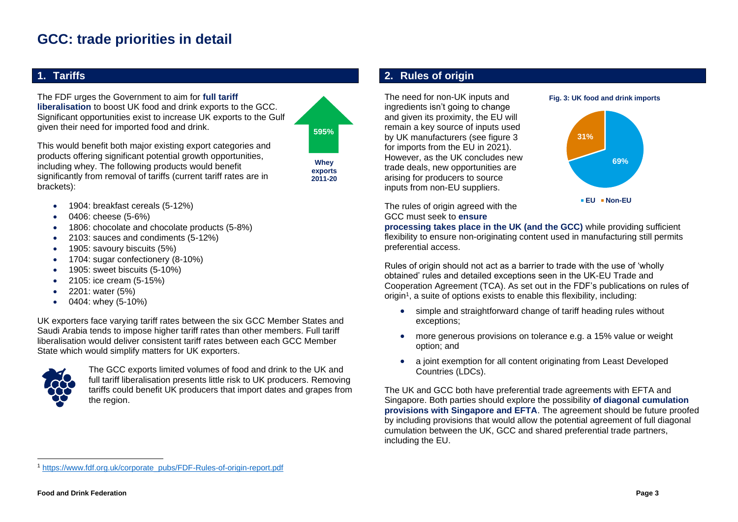# GCC: trade priorities in detail

## 1. Tariffs

The FDF urges the Government to aim for **full tariff liberalisation** to boost UK food and drink exports to the GCC. Significant opportunities exist to increase UK exports to the Gulf given their need for imported food and drink.

595%

**Whey exports 2011-20**

This would benefit both major existing export categories and products offering significant potential growth opportunities, including whey. The following products would benefit significantly from removal of tariffs (current tariff rates are in brackets):

- 1904: breakfast cereals (5-12%)
- 0406: cheese (5-6%)
- 1806: chocolate and chocolate products (5-8%)
- 2103: sauces and condiments (5-12%)
- 1905: savoury biscuits (5%)
- 1704: sugar confectionery (8-10%)
- 1905: sweet biscuits (5-10%)
- 2105: ice cream (5-15%)
- 2201: water (5%)
- 0404: whey (5-10%)

UK exporters face varying tariff rates between the six GCC Member States and Saudi Arabia tends to impose higher tariff rates than other members. Full tariff liberalisation would deliver consistent tariff rates between each GCC Member State which would simplify matters for UK exporters.

The GCC exports limited volumes of food and drink to the UK and full tariff liberalisation presents little risk to UK producers. Removing tariffs could benefit UK producers that import dates and grapes from the region.

## 2. Rules of origin

The need for non-UK inputs and ingredients isn't going to change and given its proximity, the EU will remain a key source of inputs used by UK manufacturers (see figure 3 for imports from the EU in 2021). However, as the UK concludes new trade deals, new opportunities are arising for producers to source inputs from non-EU suppliers.

**Fig. 3: UK food and drink imports**

| EU | Non-EU |
|---|---|
| 69% | 31% |

The rules of origin agreed with the GCC must seek to **ensure processing takes place in the UK (and the GCC)** while providing sufficient flexibility to ensure non-originating content used in manufacturing still permits preferential access.

Rules of origin should not act as a barrier to trade with the use of 'wholly obtained' rules and detailed exceptions seen in the UK-EU Trade and Cooperation Agreement (TCA). As set out in the FDF's publications on rules of origin[1], a suite of options exists to enable this flexibility, including:

- simple and straightforward change of tariff heading rules without exceptions;
- more generous provisions on tolerance e.g. a 15% value or weight option; and
- a joint exemption for all content originating from Least Developed Countries (LDCs).

The UK and GCC both have preferential trade agreements with EFTA and Singapore. Both parties should explore the possibility **of diagonal cumulation provisions with Singapore and EFTA**. The agreement should be future proofed by including provisions that would allow the potential agreement of full diagonal cumulation between the UK, GCC and shared preferential trade partners, including the EU.

[1] https://www.fdf.org.uk/corporate_pubs/FDF-Rules-of-origin-report.pdf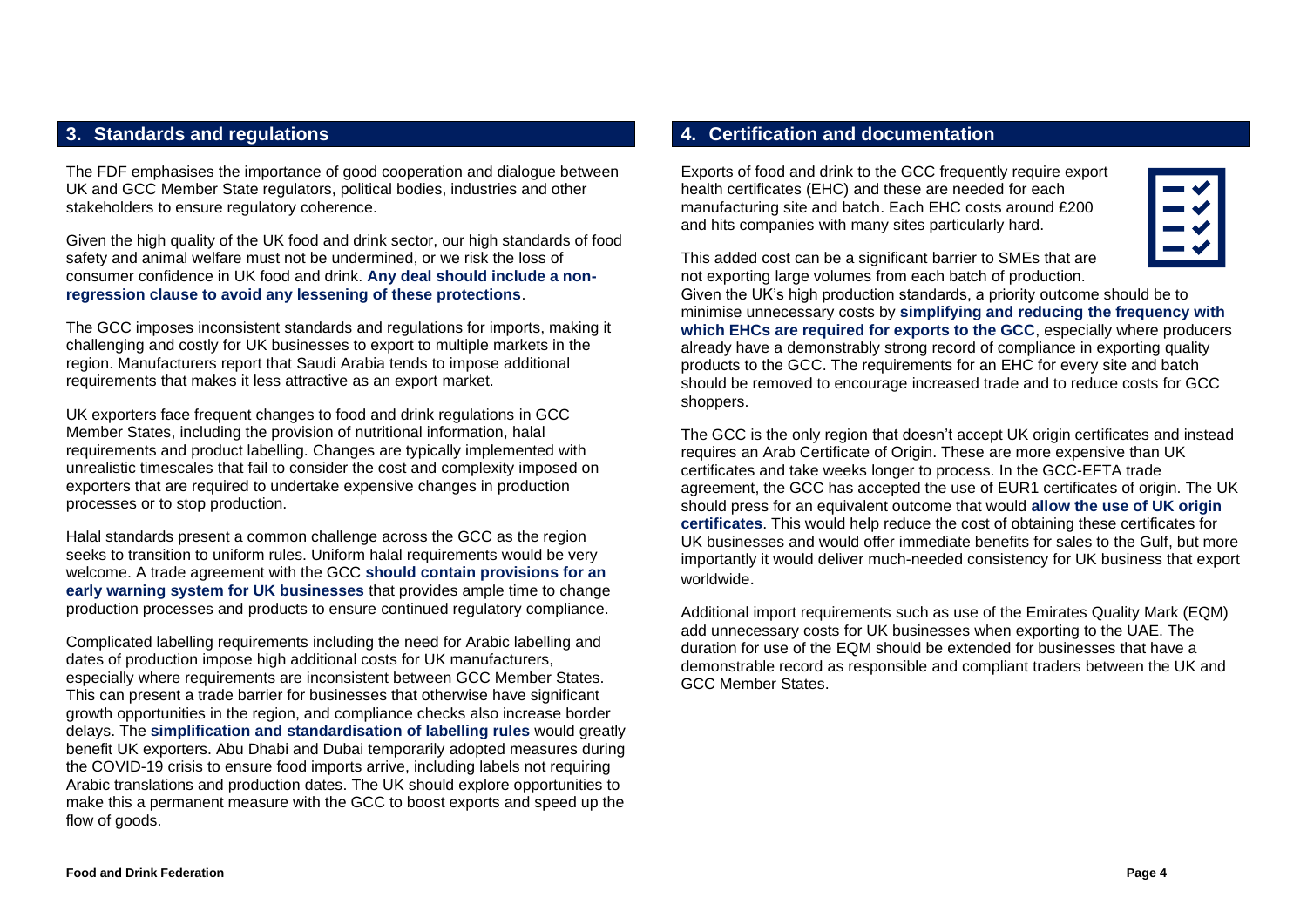## 3. Standards and regulations

The FDF emphasises the importance of good cooperation and dialogue between UK and GCC Member State regulators, political bodies, industries and other stakeholders to ensure regulatory coherence.

Given the high quality of the UK food and drink sector, our high standards of food safety and animal welfare must not be undermined, or we risk the loss of consumer confidence in UK food and drink. **Any deal should include a non-regression clause to avoid any lessening of these protections**.

The GCC imposes inconsistent standards and regulations for imports, making it challenging and costly for UK businesses to export to multiple markets in the region. Manufacturers report that Saudi Arabia tends to impose additional requirements that makes it less attractive as an export market.

UK exporters face frequent changes to food and drink regulations in GCC Member States, including the provision of nutritional information, halal requirements and product labelling. Changes are typically implemented with unrealistic timescales that fail to consider the cost and complexity imposed on exporters that are required to undertake expensive changes in production processes or to stop production.

Halal standards present a common challenge across the GCC as the region seeks to transition to uniform rules. Uniform halal requirements would be very welcome. A trade agreement with the GCC **should contain provisions for an early warning system for UK businesses** that provides ample time to change production processes and products to ensure continued regulatory compliance.

Complicated labelling requirements including the need for Arabic labelling and dates of production impose high additional costs for UK manufacturers, especially where requirements are inconsistent between GCC Member States. This can present a trade barrier for businesses that otherwise have significant growth opportunities in the region, and compliance checks also increase border delays. The **simplification and standardisation of labelling rules** would greatly benefit UK exporters. Abu Dhabi and Dubai temporarily adopted measures during the COVID-19 crisis to ensure food imports arrive, including labels not requiring Arabic translations and production dates. The UK should explore opportunities to make this a permanent measure with the GCC to boost exports and speed up the flow of goods.

## 4. Certification and documentation

Exports of food and drink to the GCC frequently require export health certificates (EHC) and these are needed for each manufacturing site and batch. Each EHC costs around £200 and hits companies with many sites particularly hard.

This added cost can be a significant barrier to SMEs that are not exporting large volumes from each batch of production. Given the UK's high production standards, a priority outcome should be to minimise unnecessary costs by **simplifying and reducing the frequency with which EHCs are required for exports to the GCC**, especially where producers already have a demonstrably strong record of compliance in exporting quality products to the GCC. The requirements for an EHC for every site and batch should be removed to encourage increased trade and to reduce costs for GCC shoppers.

The GCC is the only region that doesn't accept UK origin certificates and instead requires an Arab Certificate of Origin. These are more expensive than UK certificates and take weeks longer to process. In the GCC-EFTA trade agreement, the GCC has accepted the use of EUR1 certificates of origin. The UK should press for an equivalent outcome that would **allow the use of UK origin certificates**. This would help reduce the cost of obtaining these certificates for UK businesses and would offer immediate benefits for sales to the Gulf, but more importantly it would deliver much-needed consistency for UK business that export worldwide.

Additional import requirements such as use of the Emirates Quality Mark (EQM) add unnecessary costs for UK businesses when exporting to the UAE. The duration for use of the EQM should be extended for businesses that have a demonstrable record as responsible and compliant traders between the UK and GCC Member States.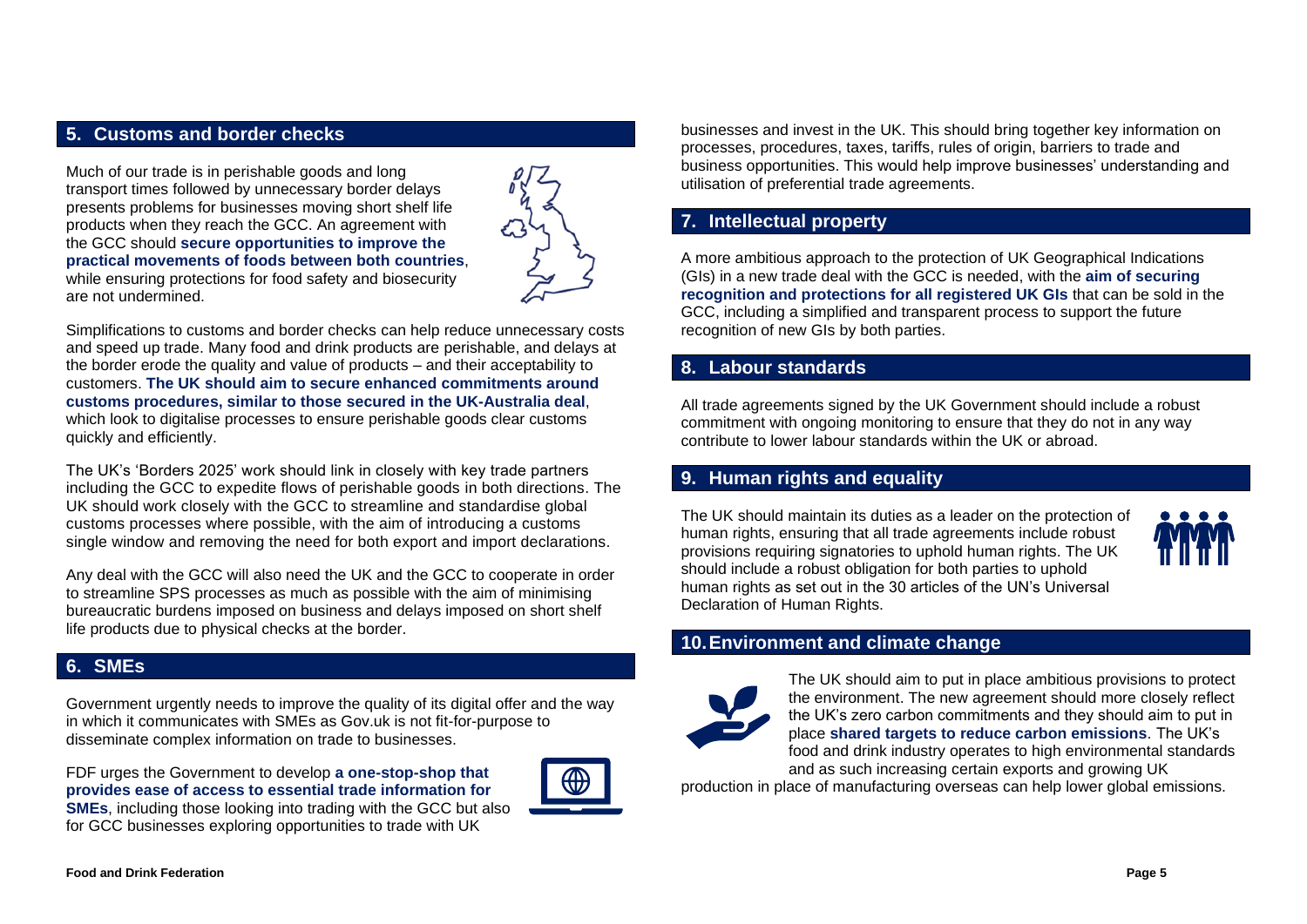## 5. Customs and border checks

Much of our trade is in perishable goods and long transport times followed by unnecessary border delays presents problems for businesses moving short shelf life products when they reach the GCC. An agreement with the GCC should **secure opportunities to improve the practical movements of foods between both countries**, while ensuring protections for food safety and biosecurity are not undermined.

Simplifications to customs and border checks can help reduce unnecessary costs and speed up trade. Many food and drink products are perishable, and delays at the border erode the quality and value of products – and their acceptability to customers. **The UK should aim to secure enhanced commitments around customs procedures, similar to those secured in the UK-Australia deal**, which look to digitalise processes to ensure perishable goods clear customs quickly and efficiently.

The UK's 'Borders 2025' work should link in closely with key trade partners including the GCC to expedite flows of perishable goods in both directions. The UK should work closely with the GCC to streamline and standardise global customs processes where possible, with the aim of introducing a customs single window and removing the need for both export and import declarations.

Any deal with the GCC will also need the UK and the GCC to cooperate in order to streamline SPS processes as much as possible with the aim of minimising bureaucratic burdens imposed on business and delays imposed on short shelf life products due to physical checks at the border.

## 6. SMEs

Government urgently needs to improve the quality of its digital offer and the way in which it communicates with SMEs as Gov.uk is not fit-for-purpose to disseminate complex information on trade to businesses.

FDF urges the Government to develop **a one-stop-shop that provides ease of access to essential trade information for SMEs**, including those looking into trading with the GCC but also for GCC businesses exploring opportunities to trade with UK businesses and invest in the UK. This should bring together key information on processes, procedures, taxes, tariffs, rules of origin, barriers to trade and business opportunities. This would help improve businesses' understanding and utilisation of preferential trade agreements.

## 7. Intellectual property

A more ambitious approach to the protection of UK Geographical Indications (GIs) in a new trade deal with the GCC is needed, with the **aim of securing recognition and protections for all registered UK GIs** that can be sold in the GCC, including a simplified and transparent process to support the future recognition of new GIs by both parties.

## 8. Labour standards

All trade agreements signed by the UK Government should include a robust commitment with ongoing monitoring to ensure that they do not in any way contribute to lower labour standards within the UK or abroad.

## 9. Human rights and equality

The UK should maintain its duties as a leader on the protection of human rights, ensuring that all trade agreements include robust provisions requiring signatories to uphold human rights. The UK should include a robust obligation for both parties to uphold human rights as set out in the 30 articles of the UN's Universal Declaration of Human Rights.

## 10. Environment and climate change

The UK should aim to put in place ambitious provisions to protect the environment. The new agreement should more closely reflect the UK's zero carbon commitments and they should aim to put in place **shared targets to reduce carbon emissions**. The UK's food and drink industry operates to high environmental standards and as such increasing certain exports and growing UK production in place of manufacturing overseas can help lower global emissions.